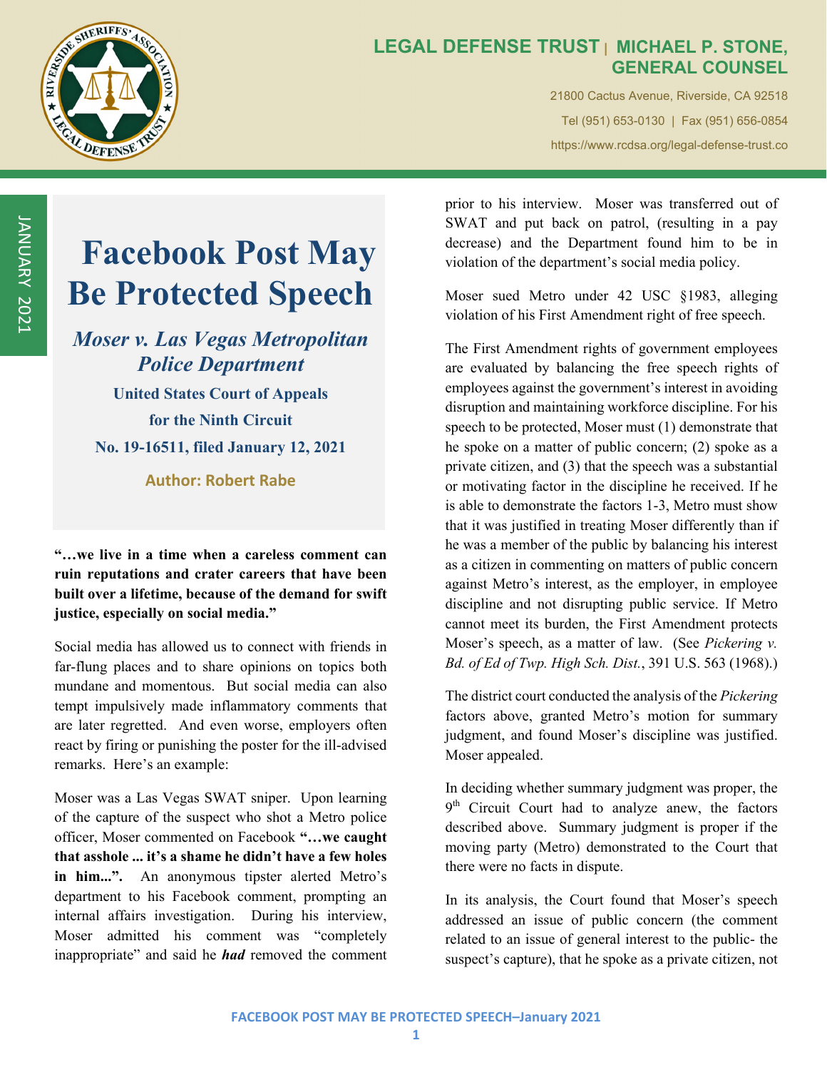**LEGAL DEFENSE TRUST | MICHAEL P. STONE, GENERAL COUNSEL**

21800 Cactus Avenue, Riverside, CA 92518

Tel (951) 653-0130 | Fax (951) 656-0854

https://www.rcdsa.org/legal-defense-trust.co

JANUARY 2021

# Facebook Post May Be Protected Speech

## *Moser v. Las Vegas Metropolitan Police Department*

**United States Court of Appeals for the Ninth Circuit**

**No. 19-16511, filed January 12, 2021**

**Author: Robert Rabe**

**"…we live in a time when a careless comment can ruin reputations and crater careers that have been built over a lifetime, because of the demand for swift justice, especially on social media."**

Social media has allowed us to connect with friends in far-flung places and to share opinions on topics both mundane and momentous. But social media can also tempt impulsively made inflammatory comments that are later regretted. And even worse, employers often react by firing or punishing the poster for the ill-advised remarks. Here's an example:

Moser was a Las Vegas SWAT sniper. Upon learning of the capture of the suspect who shot a Metro police officer, Moser commented on Facebook **"…we caught that asshole ... it's a shame he didn't have a few holes in him...".** An anonymous tipster alerted Metro's department to his Facebook comment, prompting an internal affairs investigation. During his interview, Moser admitted his comment was "completely inappropriate" and said he ***had*** removed the comment prior to his interview. Moser was transferred out of SWAT and put back on patrol, (resulting in a pay decrease) and the Department found him to be in violation of the department's social media policy.

Moser sued Metro under 42 USC §1983, alleging violation of his First Amendment right of free speech.

The First Amendment rights of government employees are evaluated by balancing the free speech rights of employees against the government's interest in avoiding disruption and maintaining workforce discipline. For his speech to be protected, Moser must (1) demonstrate that he spoke on a matter of public concern; (2) spoke as a private citizen, and (3) that the speech was a substantial or motivating factor in the discipline he received. If he is able to demonstrate the factors 1-3, Metro must show that it was justified in treating Moser differently than if he was a member of the public by balancing his interest as a citizen in commenting on matters of public concern against Metro's interest, as the employer, in employee discipline and not disrupting public service. If Metro cannot meet its burden, the First Amendment protects Moser's speech, as a matter of law. (See *Pickering v. Bd. of Ed of Twp. High Sch. Dist.*, 391 U.S. 563 (1968).)

The district court conducted the analysis of the *Pickering* factors above, granted Metro's motion for summary judgment, and found Moser's discipline was justified. Moser appealed.

In deciding whether summary judgment was proper, the 9th Circuit Court had to analyze anew, the factors described above. Summary judgment is proper if the moving party (Metro) demonstrated to the Court that there were no facts in dispute.

In its analysis, the Court found that Moser's speech addressed an issue of public concern (the comment related to an issue of general interest to the public- the suspect's capture), that he spoke as a private citizen, not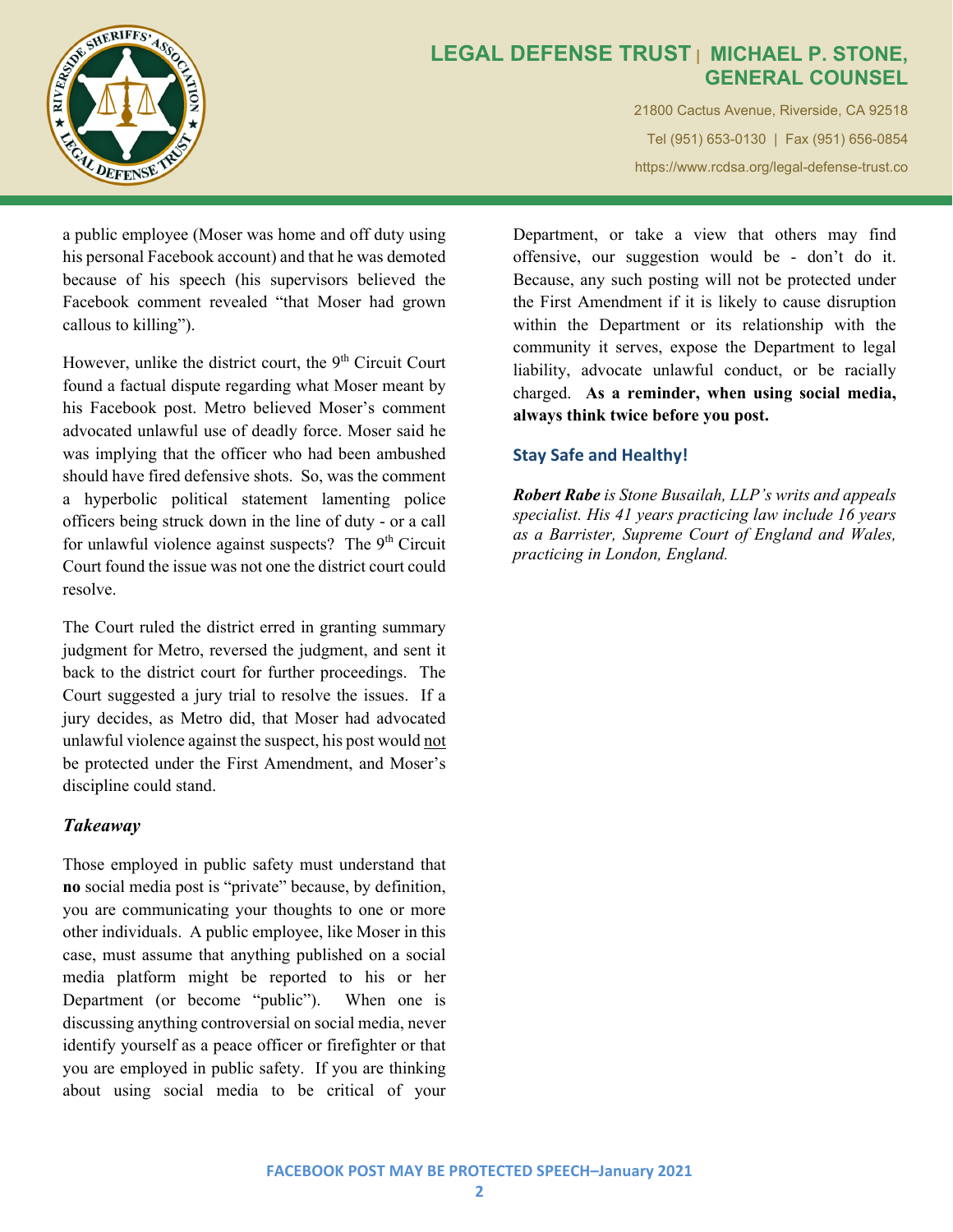a public employee (Moser was home and off duty using his personal Facebook account) and that he was demoted because of his speech (his supervisors believed the Facebook comment revealed "that Moser had grown callous to killing").

However, unlike the district court, the 9th Circuit Court found a factual dispute regarding what Moser meant by his Facebook post. Metro believed Moser's comment advocated unlawful use of deadly force. Moser said he was implying that the officer who had been ambushed should have fired defensive shots. So, was the comment a hyperbolic political statement lamenting police officers being struck down in the line of duty - or a call for unlawful violence against suspects? The 9th Circuit Court found the issue was not one the district court could resolve.

The Court ruled the district erred in granting summary judgment for Metro, reversed the judgment, and sent it back to the district court for further proceedings. The Court suggested a jury trial to resolve the issues. If a jury decides, as Metro did, that Moser had advocated unlawful violence against the suspect, his post would not be protected under the First Amendment, and Moser's discipline could stand.

### *Takeaway*

Those employed in public safety must understand that **no** social media post is "private" because, by definition, you are communicating your thoughts to one or more other individuals. A public employee, like Moser in this case, must assume that anything published on a social media platform might be reported to his or her Department (or become "public"). When one is discussing anything controversial on social media, never identify yourself as a peace officer or firefighter or that you are employed in public safety. If you are thinking about using social media to be critical of your Department, or take a view that others may find offensive, our suggestion would be - don't do it. Because, any such posting will not be protected under the First Amendment if it is likely to cause disruption within the Department or its relationship with the community it serves, expose the Department to legal liability, advocate unlawful conduct, or be racially charged. **As a reminder, when using social media, always think twice before you post.**

### Stay Safe and Healthy!

***Robert Rabe*** *is Stone Busailah, LLP's writs and appeals specialist. His 41 years practicing law include 16 years as a Barrister, Supreme Court of England and Wales, practicing in London, England.*